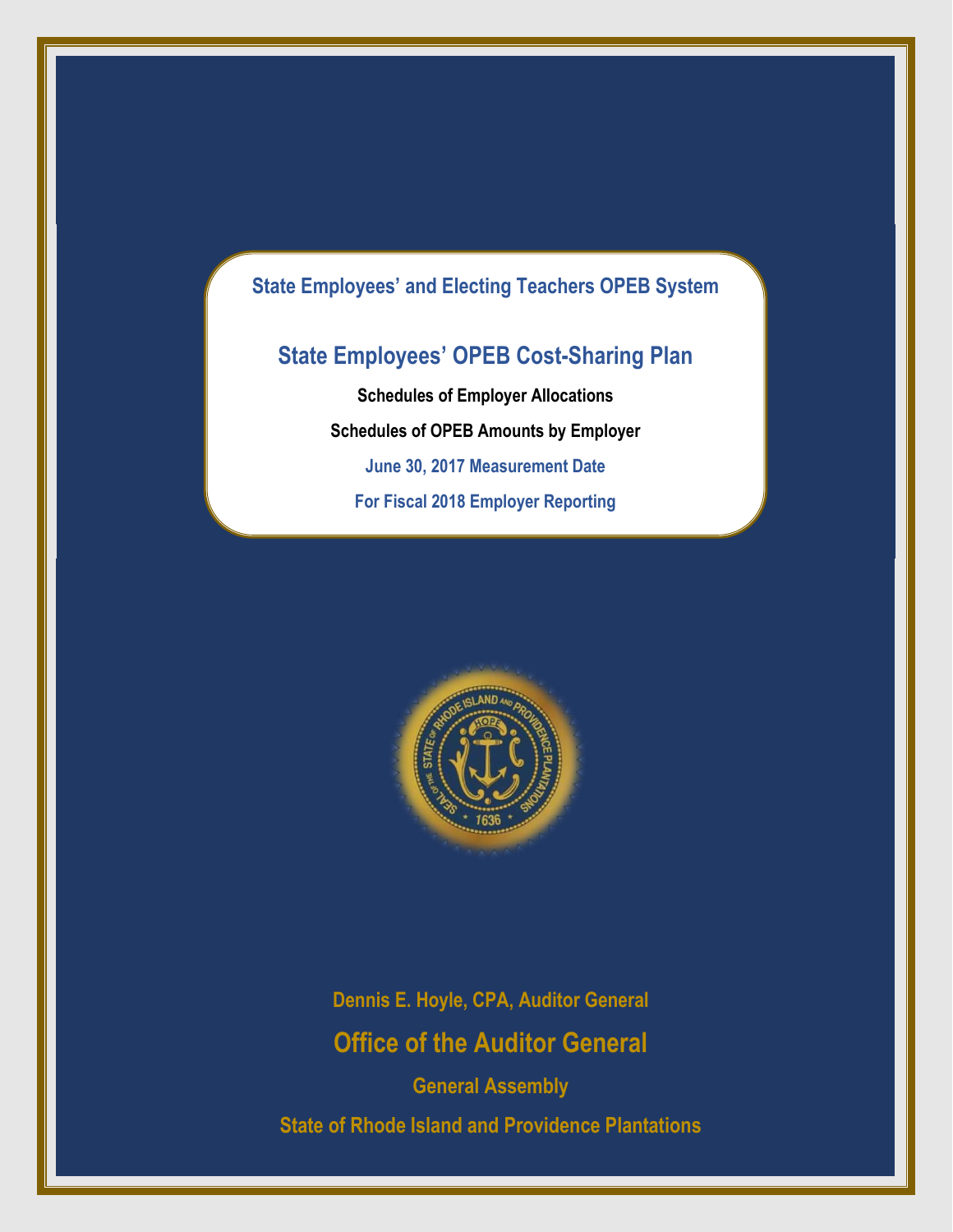**State Employees' and Electing Teachers OPEB System**

# State Employees' OPEB Cost-Sharing Plan

**Schedules of Employer Allocations**

**Schedules of OPEB Amounts by Employer**

**June 30, 2017 Measurement Date**

**For Fiscal 2018 Employer Reporting**

Dennis E. Hoyle, CPA, Auditor General

## Office of the Auditor General

General Assembly

State of Rhode Island and Providence Plantations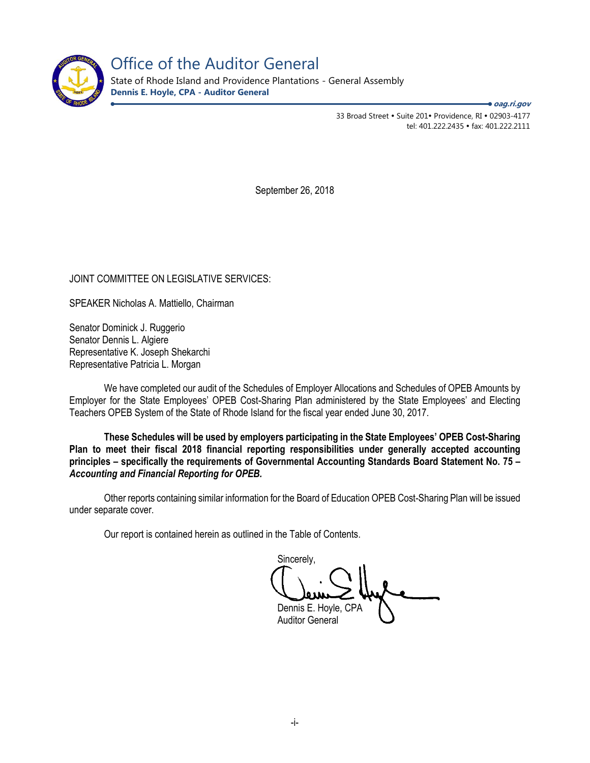# Office of the Auditor General

State of Rhode Island and Providence Plantations - General Assembly

**Dennis E. Hoyle, CPA - Auditor General**

***oag.ri.gov***

33 Broad Street • Suite 201• Providence, RI • 02903-4177
tel: 401.222.2435 • fax: 401.222.2111

September 26, 2018

JOINT COMMITTEE ON LEGISLATIVE SERVICES:

SPEAKER Nicholas A. Mattiello, Chairman

Senator Dominick J. Ruggerio
Senator Dennis L. Algiere
Representative K. Joseph Shekarchi
Representative Patricia L. Morgan

We have completed our audit of the Schedules of Employer Allocations and Schedules of OPEB Amounts by Employer for the State Employees' OPEB Cost-Sharing Plan administered by the State Employees' and Electing Teachers OPEB System of the State of Rhode Island for the fiscal year ended June 30, 2017.

**These Schedules will be used by employers participating in the State Employees' OPEB Cost-Sharing Plan to meet their fiscal 2018 financial reporting responsibilities under generally accepted accounting principles – specifically the requirements of Governmental Accounting Standards Board Statement No. 75 – *Accounting and Financial Reporting for OPEB.***

Other reports containing similar information for the Board of Education OPEB Cost-Sharing Plan will be issued under separate cover.

Our report is contained herein as outlined in the Table of Contents.

Sincerely,

Dennis E. Hoyle, CPA
Auditor General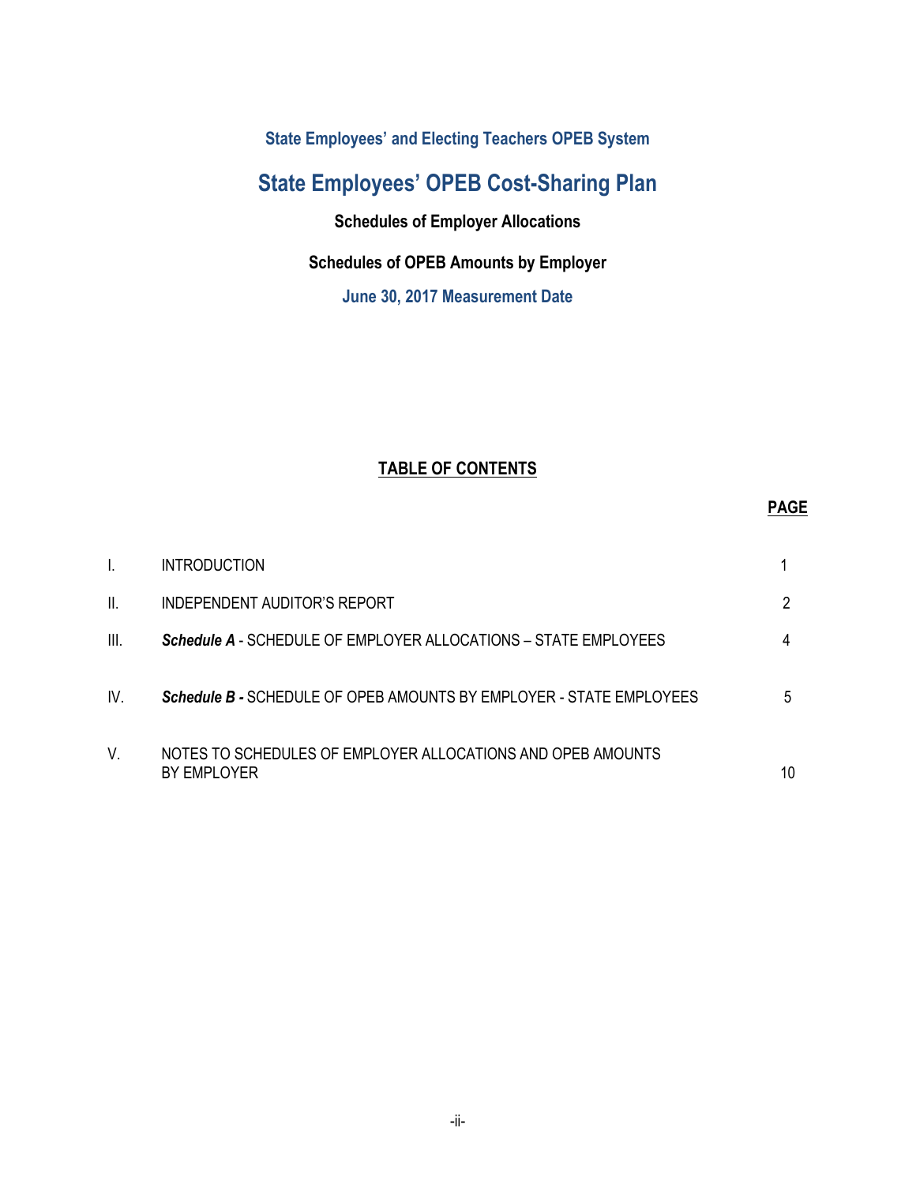State Employees' and Electing Teachers OPEB System

# State Employees' OPEB Cost-Sharing Plan

**Schedules of Employer Allocations**

**Schedules of OPEB Amounts by Employer**

**June 30, 2017 Measurement Date**

## TABLE OF CONTENTS

| | | PAGE |
|---|---|---|
| I. | INTRODUCTION | 1 |
| II. | INDEPENDENT AUDITOR'S REPORT | 2 |
| III. | ***Schedule A*** - SCHEDULE OF EMPLOYER ALLOCATIONS – STATE EMPLOYEES | 4 |
| IV. | ***Schedule B -*** SCHEDULE OF OPEB AMOUNTS BY EMPLOYER - STATE EMPLOYEES | 5 |
| V. | NOTES TO SCHEDULES OF EMPLOYER ALLOCATIONS AND OPEB AMOUNTS BY EMPLOYER | 10 |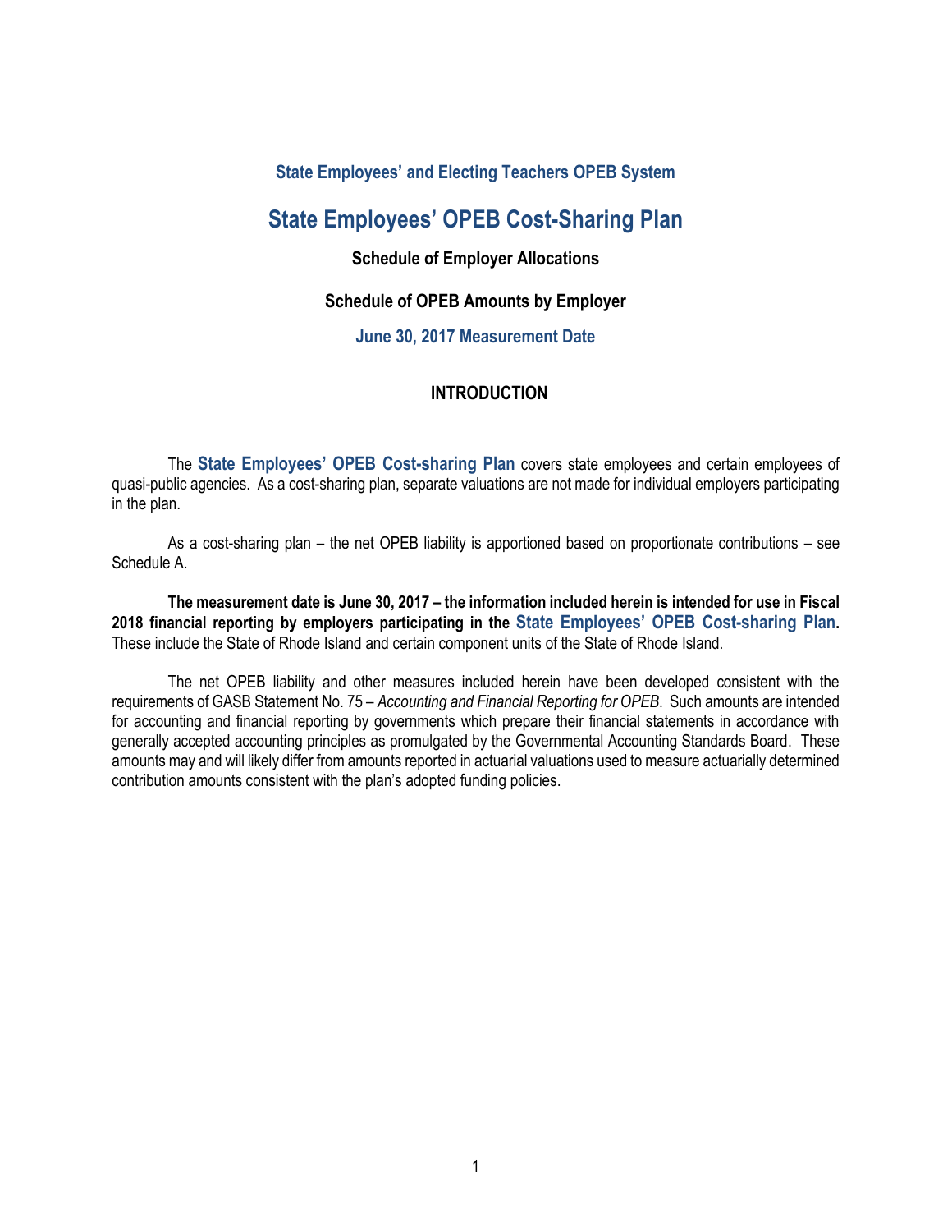### State Employees' and Electing Teachers OPEB System

# State Employees' OPEB Cost-Sharing Plan

### Schedule of Employer Allocations

### Schedule of OPEB Amounts by Employer

### June 30, 2017 Measurement Date

## INTRODUCTION

The **State Employees' OPEB Cost-sharing Plan** covers state employees and certain employees of quasi-public agencies. As a cost-sharing plan, separate valuations are not made for individual employers participating in the plan.

As a cost-sharing plan – the net OPEB liability is apportioned based on proportionate contributions – see Schedule A.

**The measurement date is June 30, 2017 – the information included herein is intended for use in Fiscal 2018 financial reporting by employers participating in the State Employees' OPEB Cost-sharing Plan.** These include the State of Rhode Island and certain component units of the State of Rhode Island.

The net OPEB liability and other measures included herein have been developed consistent with the requirements of GASB Statement No. 75 – *Accounting and Financial Reporting for OPEB*. Such amounts are intended for accounting and financial reporting by governments which prepare their financial statements in accordance with generally accepted accounting principles as promulgated by the Governmental Accounting Standards Board. These amounts may and will likely differ from amounts reported in actuarial valuations used to measure actuarially determined contribution amounts consistent with the plan's adopted funding policies.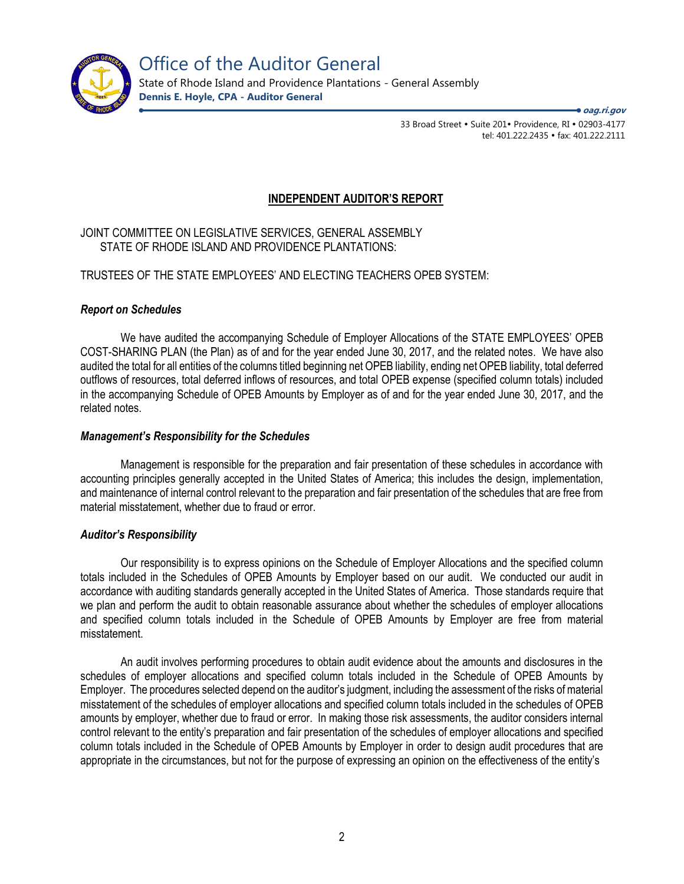# Office of the Auditor General

State of Rhode Island and Providence Plantations - General Assembly
**Dennis E. Hoyle, CPA - Auditor General**

***oag.ri.gov***

33 Broad Street • Suite 201• Providence, RI • 02903-4177
tel: 401.222.2435 • fax: 401.222.2111

## INDEPENDENT AUDITOR'S REPORT

JOINT COMMITTEE ON LEGISLATIVE SERVICES, GENERAL ASSEMBLY
STATE OF RHODE ISLAND AND PROVIDENCE PLANTATIONS:

TRUSTEES OF THE STATE EMPLOYEES' AND ELECTING TEACHERS OPEB SYSTEM:

### *Report on Schedules*

We have audited the accompanying Schedule of Employer Allocations of the STATE EMPLOYEES' OPEB COST-SHARING PLAN (the Plan) as of and for the year ended June 30, 2017, and the related notes. We have also audited the total for all entities of the columns titled beginning net OPEB liability, ending net OPEB liability, total deferred outflows of resources, total deferred inflows of resources, and total OPEB expense (specified column totals) included in the accompanying Schedule of OPEB Amounts by Employer as of and for the year ended June 30, 2017, and the related notes.

### *Management's Responsibility for the Schedules*

Management is responsible for the preparation and fair presentation of these schedules in accordance with accounting principles generally accepted in the United States of America; this includes the design, implementation, and maintenance of internal control relevant to the preparation and fair presentation of the schedules that are free from material misstatement, whether due to fraud or error.

### *Auditor's Responsibility*

Our responsibility is to express opinions on the Schedule of Employer Allocations and the specified column totals included in the Schedules of OPEB Amounts by Employer based on our audit. We conducted our audit in accordance with auditing standards generally accepted in the United States of America. Those standards require that we plan and perform the audit to obtain reasonable assurance about whether the schedules of employer allocations and specified column totals included in the Schedule of OPEB Amounts by Employer are free from material misstatement.

An audit involves performing procedures to obtain audit evidence about the amounts and disclosures in the schedules of employer allocations and specified column totals included in the Schedule of OPEB Amounts by Employer. The procedures selected depend on the auditor's judgment, including the assessment of the risks of material misstatement of the schedules of employer allocations and specified column totals included in the schedules of OPEB amounts by employer, whether due to fraud or error. In making those risk assessments, the auditor considers internal control relevant to the entity's preparation and fair presentation of the schedules of employer allocations and specified column totals included in the Schedule of OPEB Amounts by Employer in order to design audit procedures that are appropriate in the circumstances, but not for the purpose of expressing an opinion on the effectiveness of the entity's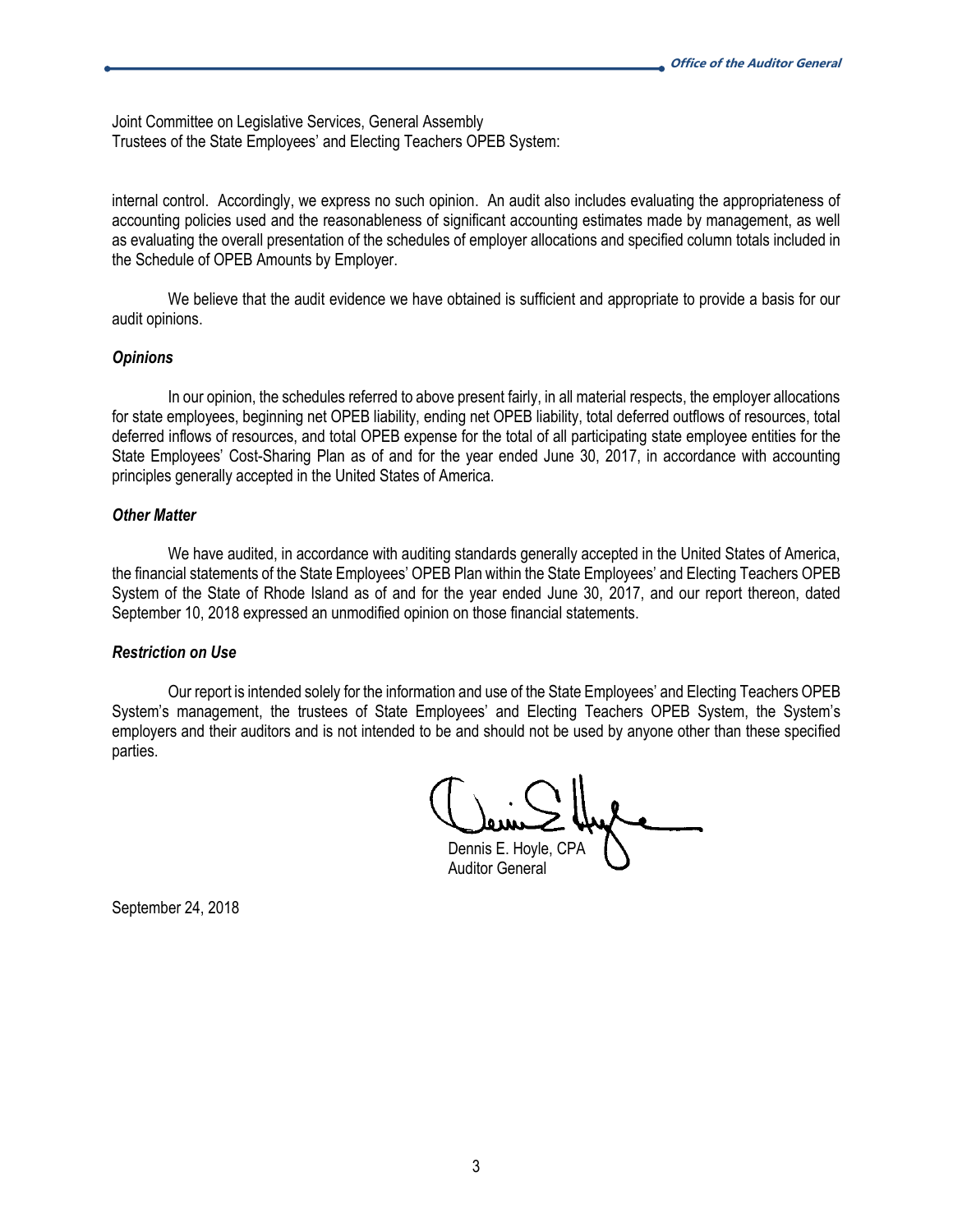Joint Committee on Legislative Services, General Assembly
Trustees of the State Employees' and Electing Teachers OPEB System:

internal control. Accordingly, we express no such opinion. An audit also includes evaluating the appropriateness of accounting policies used and the reasonableness of significant accounting estimates made by management, as well as evaluating the overall presentation of the schedules of employer allocations and specified column totals included in the Schedule of OPEB Amounts by Employer.

We believe that the audit evidence we have obtained is sufficient and appropriate to provide a basis for our audit opinions.

### *Opinions*

In our opinion, the schedules referred to above present fairly, in all material respects, the employer allocations for state employees, beginning net OPEB liability, ending net OPEB liability, total deferred outflows of resources, total deferred inflows of resources, and total OPEB expense for the total of all participating state employee entities for the State Employees' Cost-Sharing Plan as of and for the year ended June 30, 2017, in accordance with accounting principles generally accepted in the United States of America.

### *Other Matter*

We have audited, in accordance with auditing standards generally accepted in the United States of America, the financial statements of the State Employees' OPEB Plan within the State Employees' and Electing Teachers OPEB System of the State of Rhode Island as of and for the year ended June 30, 2017, and our report thereon, dated September 10, 2018 expressed an unmodified opinion on those financial statements.

### *Restriction on Use*

Our report is intended solely for the information and use of the State Employees' and Electing Teachers OPEB System's management, the trustees of State Employees' and Electing Teachers OPEB System, the System's employers and their auditors and is not intended to be and should not be used by anyone other than these specified parties.

Dennis E. Hoyle, CPA
Auditor General

September 24, 2018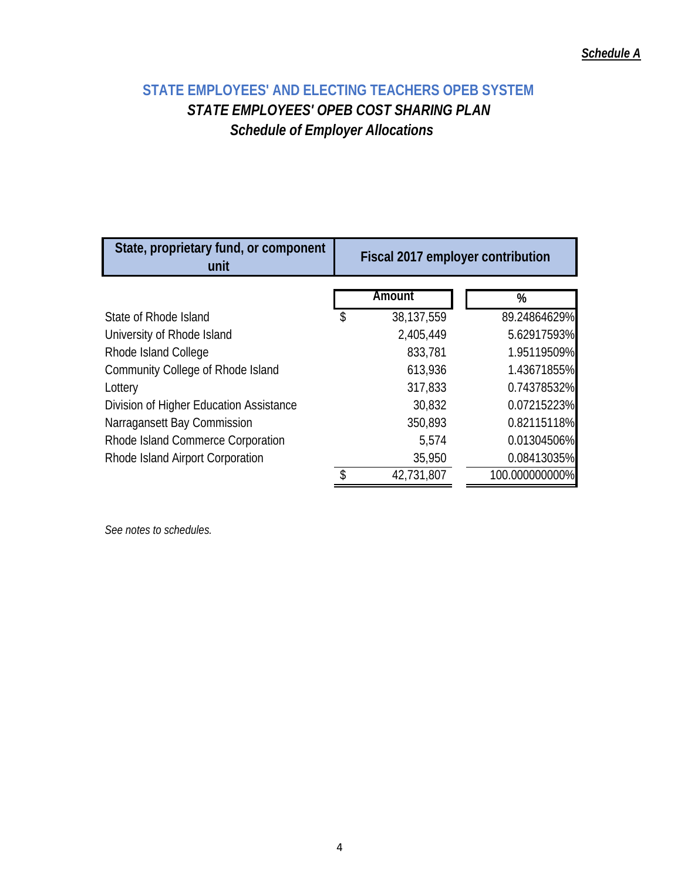*Schedule A*

## STATE EMPLOYEES' AND ELECTING TEACHERS OPEB SYSTEM

### *STATE EMPLOYEES' OPEB COST SHARING PLAN*

### *Schedule of Employer Allocations*

| State, proprietary fund, or component unit | Fiscal 2017 employer contribution | |
|---|---|---|
| | Amount | % |
| State of Rhode Island | $ 38,137,559 | 89.24864629% |
| University of Rhode Island | 2,405,449 | 5.62917593% |
| Rhode Island College | 833,781 | 1.95119509% |
| Community College of Rhode Island | 613,936 | 1.43671855% |
| Lottery | 317,833 | 0.74378532% |
| Division of Higher Education Assistance | 30,832 | 0.07215223% |
| Narragansett Bay Commission | 350,893 | 0.82115118% |
| Rhode Island Commerce Corporation | 5,574 | 0.01304506% |
| Rhode Island Airport Corporation | 35,950 | 0.08413035% |
| | $ 42,731,807 | 100.000000000% |

*See notes to schedules.*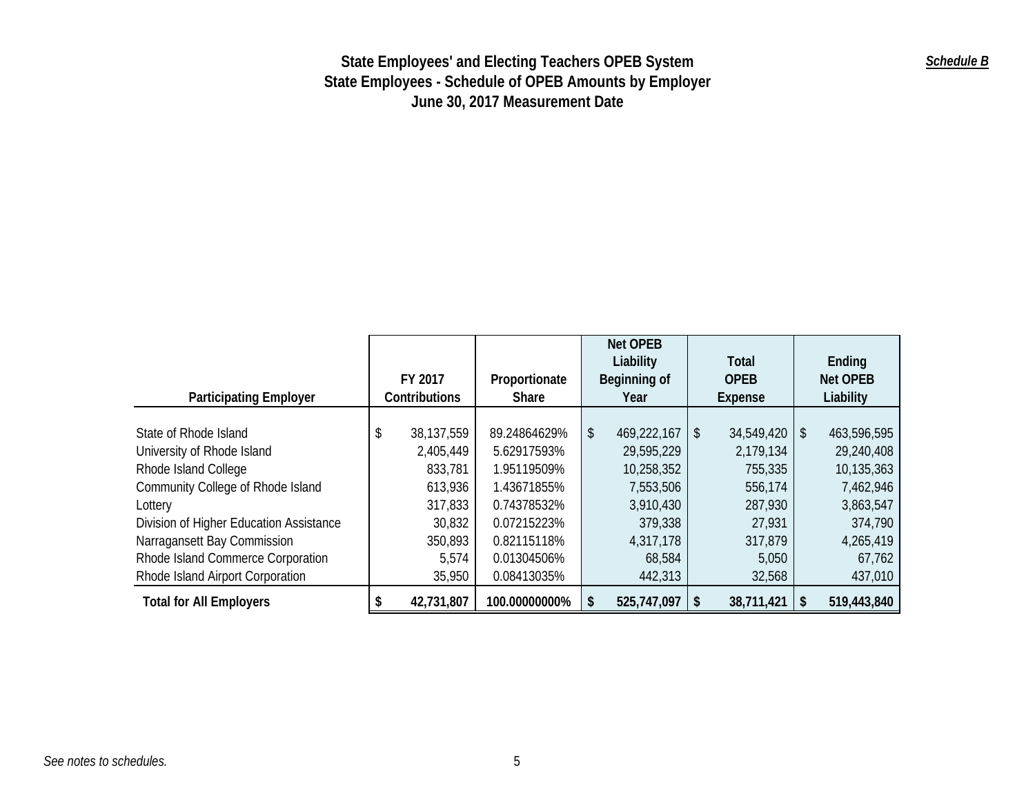**_Schedule B_**

# State Employees' and Electing Teachers OPEB System
## State Employees - Schedule of OPEB Amounts by Employer
### June 30, 2017 Measurement Date

| Participating Employer | FY 2017 Contributions | Proportionate Share | Net OPEB Liability Beginning of Year | Total OPEB Expense | Ending Net OPEB Liability |
|---|---|---|---|---|---|
| State of Rhode Island | $ 38,137,559 | 89.24864629% | $ 469,222,167 | $ 34,549,420 | $ 463,596,595 |
| University of Rhode Island | 2,405,449 | 5.62917593% | 29,595,229 | 2,179,134 | 29,240,408 |
| Rhode Island College | 833,781 | 1.95119509% | 10,258,352 | 755,335 | 10,135,363 |
| Community College of Rhode Island | 613,936 | 1.43671855% | 7,553,506 | 556,174 | 7,462,946 |
| Lottery | 317,833 | 0.74378532% | 3,910,430 | 287,930 | 3,863,547 |
| Division of Higher Education Assistance | 30,832 | 0.07215223% | 379,338 | 27,931 | 374,790 |
| Narragansett Bay Commission | 350,893 | 0.82115118% | 4,317,178 | 317,879 | 4,265,419 |
| Rhode Island Commerce Corporation | 5,574 | 0.01304506% | 68,584 | 5,050 | 67,762 |
| Rhode Island Airport Corporation | 35,950 | 0.08413035% | 442,313 | 32,568 | 437,010 |
| **Total for All Employers** | **$ 42,731,807** | **100.00000000%** | **$ 525,747,097** | **$ 38,711,421** | **$ 519,443,840** |

*See notes to schedules.*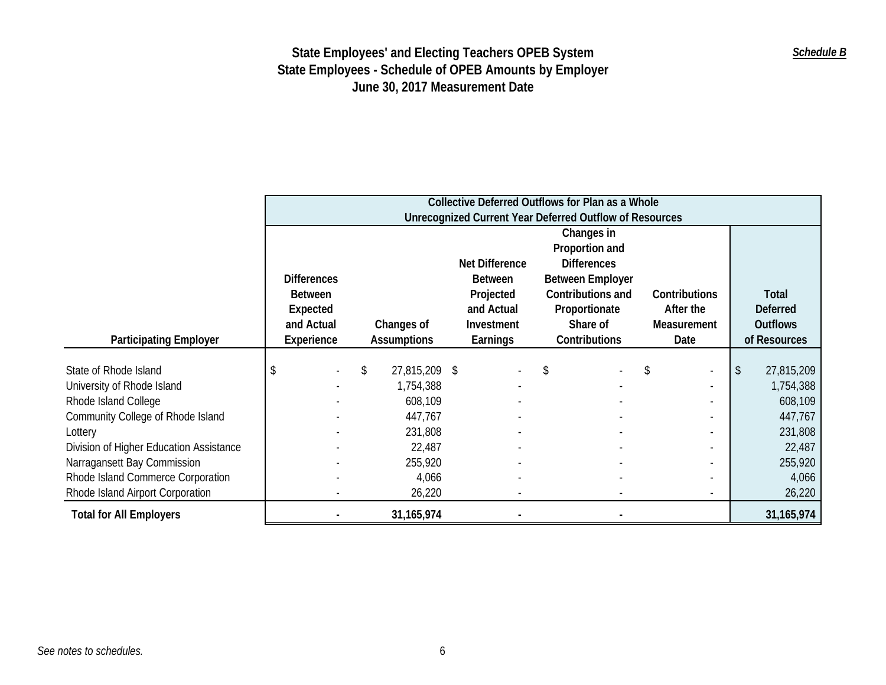# State Employees' and Electing Teachers OPEB System
## State Employees - Schedule of OPEB Amounts by Employer
### June 30, 2017 Measurement Date

***Schedule B***

| | Collective Deferred Outflows for Plan as a Whole Unrecognized Current Year Deferred Outflow of Resources | | | | | |
|---|---|---|---|---|---|---|
| **Participating Employer** | **Differences Between Expected and Actual Experience** | **Changes of Assumptions** | **Net Difference Between Projected and Actual Investment Earnings** | **Changes in Proportion and Differences Between Employer Contributions and Proportionate Share of Contributions** | **Contributions After the Measurement Date** | **Total Deferred Outflows of Resources** |
| State of Rhode Island | $ - | $ 27,815,209 | $ - | $ - | $ - | $ 27,815,209 |
| University of Rhode Island | - | 1,754,388 | - | - | - | 1,754,388 |
| Rhode Island College | - | 608,109 | - | - | - | 608,109 |
| Community College of Rhode Island | - | 447,767 | - | - | - | 447,767 |
| Lottery | - | 231,808 | - | - | - | 231,808 |
| Division of Higher Education Assistance | - | 22,487 | - | - | - | 22,487 |
| Narragansett Bay Commission | - | 255,920 | - | - | - | 255,920 |
| Rhode Island Commerce Corporation | - | 4,066 | - | - | - | 4,066 |
| Rhode Island Airport Corporation | - | 26,220 | - | - | - | 26,220 |
| **Total for All Employers** | **-** | **31,165,974** | **-** | **-** | | **31,165,974** |

*See notes to schedules.*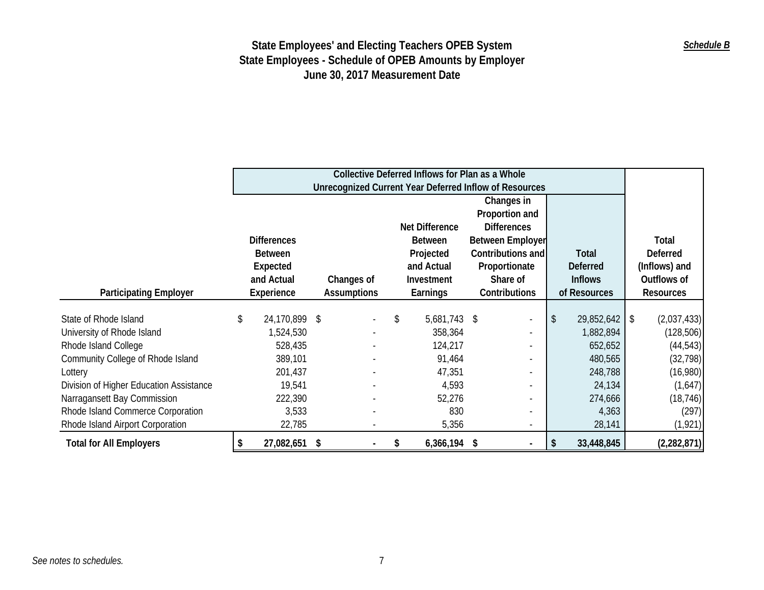*Schedule B*

# State Employees' and Electing Teachers OPEB System
## State Employees - Schedule of OPEB Amounts by Employer
### June 30, 2017 Measurement Date

| | Collective Deferred Inflows for Plan as a Whole Unrecognized Current Year Deferred Inflow of Resources | | | | | |
|---|---|---|---|---|---|---|
| **Participating Employer** | **Differences Between Expected and Actual Experience** | **Changes of Assumptions** | **Net Difference Between Projected and Actual Investment Earnings** | **Changes in Proportion and Differences Between Employer Contributions and Proportionate Share of Contributions** | **Total Deferred Inflows of Resources** | **Total Deferred (Inflows) and Outflows of Resources** |
| State of Rhode Island | $ 24,170,899 | $ - | $ 5,681,743 | $ - | $ 29,852,642 | $ (2,037,433) |
| University of Rhode Island | 1,524,530 | - | 358,364 | - | 1,882,894 | (128,506) |
| Rhode Island College | 528,435 | - | 124,217 | - | 652,652 | (44,543) |
| Community College of Rhode Island | 389,101 | - | 91,464 | - | 480,565 | (32,798) |
| Lottery | 201,437 | - | 47,351 | - | 248,788 | (16,980) |
| Division of Higher Education Assistance | 19,541 | - | 4,593 | - | 24,134 | (1,647) |
| Narragansett Bay Commission | 222,390 | - | 52,276 | - | 274,666 | (18,746) |
| Rhode Island Commerce Corporation | 3,533 | - | 830 | - | 4,363 | (297) |
| Rhode Island Airport Corporation | 22,785 | - | 5,356 | - | 28,141 | (1,921) |
| **Total for All Employers** | **$ 27,082,651** | **$ -** | **$ 6,366,194** | **$ -** | **$ 33,448,845** | **(2,282,871)** |

*See notes to schedules.*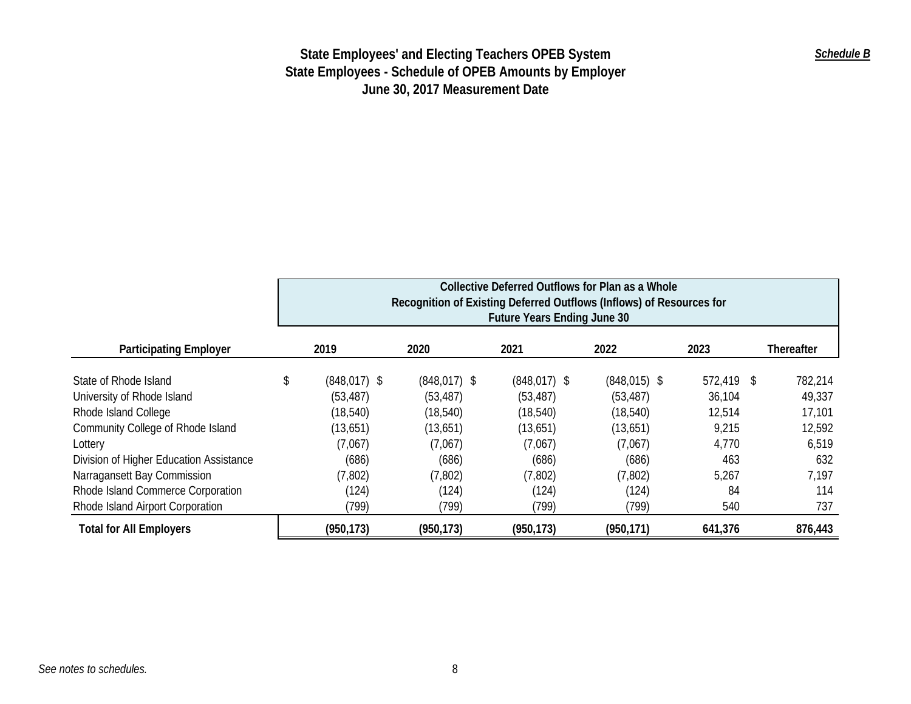# State Employees' and Electing Teachers OPEB System
## State Employees - Schedule of OPEB Amounts by Employer
### June 30, 2017 Measurement Date

***Schedule B***

| Participating Employer | Collective Deferred Outflows for Plan as a Whole Recognition of Existing Deferred Outflows (Inflows) of Resources for Future Years Ending June 30 | | | | | |
|---|---|---|---|---|---|---|
| | 2019 | 2020 | 2021 | 2022 | 2023 | Thereafter |
| State of Rhode Island | $ (848,017) | $ (848,017) | $ (848,017) | $ (848,015) | $ 572,419 | $ 782,214 |
| University of Rhode Island | (53,487) | (53,487) | (53,487) | (53,487) | 36,104 | 49,337 |
| Rhode Island College | (18,540) | (18,540) | (18,540) | (18,540) | 12,514 | 17,101 |
| Community College of Rhode Island | (13,651) | (13,651) | (13,651) | (13,651) | 9,215 | 12,592 |
| Lottery | (7,067) | (7,067) | (7,067) | (7,067) | 4,770 | 6,519 |
| Division of Higher Education Assistance | (686) | (686) | (686) | (686) | 463 | 632 |
| Narragansett Bay Commission | (7,802) | (7,802) | (7,802) | (7,802) | 5,267 | 7,197 |
| Rhode Island Commerce Corporation | (124) | (124) | (124) | (124) | 84 | 114 |
| Rhode Island Airport Corporation | (799) | (799) | (799) | (799) | 540 | 737 |
| **Total for All Employers** | **(950,173)** | **(950,173)** | **(950,173)** | **(950,171)** | **641,376** | **876,443** |

*See notes to schedules.*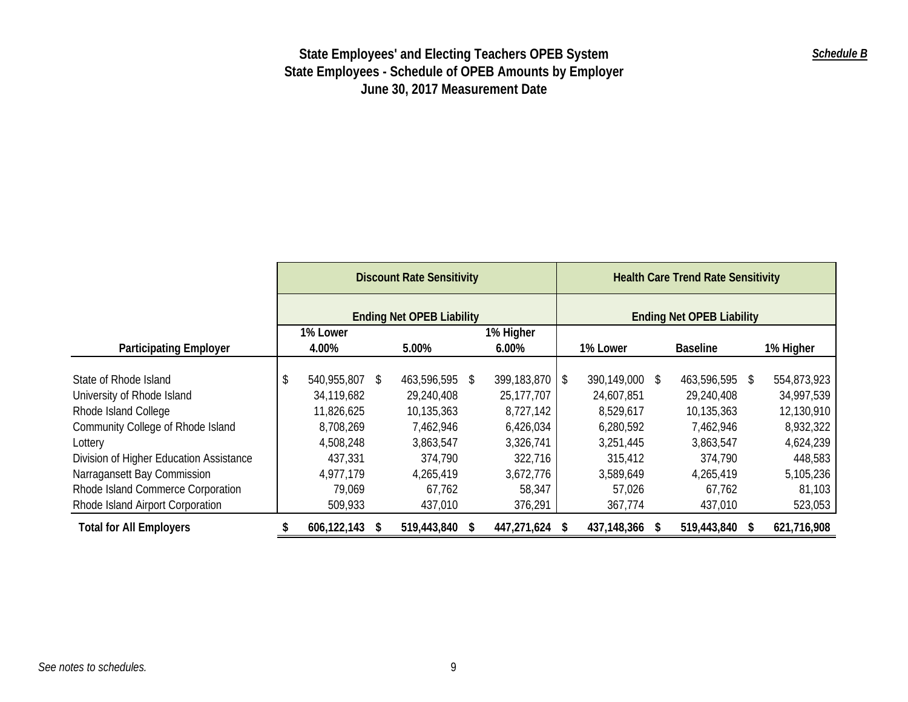**Schedule B**

### State Employees' and Electing Teachers OPEB System
### State Employees - Schedule of OPEB Amounts by Employer
### June 30, 2017 Measurement Date

| | Discount Rate Sensitivity | | | Health Care Trend Rate Sensitivity | | |
|---|---|---|---|---|---|---|
| | Ending Net OPEB Liability | | | Ending Net OPEB Liability | | |
| **Participating Employer** | **1% Lower 4.00%** | **5.00%** | **1% Higher 6.00%** | **1% Lower** | **Baseline** | **1% Higher** |
| State of Rhode Island | $ 540,955,807 | $ 463,596,595 | $ 399,183,870 | $ 390,149,000 | $ 463,596,595 | $ 554,873,923 |
| University of Rhode Island | 34,119,682 | 29,240,408 | 25,177,707 | 24,607,851 | 29,240,408 | 34,997,539 |
| Rhode Island College | 11,826,625 | 10,135,363 | 8,727,142 | 8,529,617 | 10,135,363 | 12,130,910 |
| Community College of Rhode Island | 8,708,269 | 7,462,946 | 6,426,034 | 6,280,592 | 7,462,946 | 8,932,322 |
| Lottery | 4,508,248 | 3,863,547 | 3,326,741 | 3,251,445 | 3,863,547 | 4,624,239 |
| Division of Higher Education Assistance | 437,331 | 374,790 | 322,716 | 315,412 | 374,790 | 448,583 |
| Narragansett Bay Commission | 4,977,179 | 4,265,419 | 3,672,776 | 3,589,649 | 4,265,419 | 5,105,236 |
| Rhode Island Commerce Corporation | 79,069 | 67,762 | 58,347 | 57,026 | 67,762 | 81,103 |
| Rhode Island Airport Corporation | 509,933 | 437,010 | 376,291 | 367,774 | 437,010 | 523,053 |
| **Total for All Employers** | **$ 606,122,143** | **$ 519,443,840** | **$ 447,271,624** | **$ 437,148,366** | **$ 519,443,840** | **$ 621,716,908** |

*See notes to schedules.*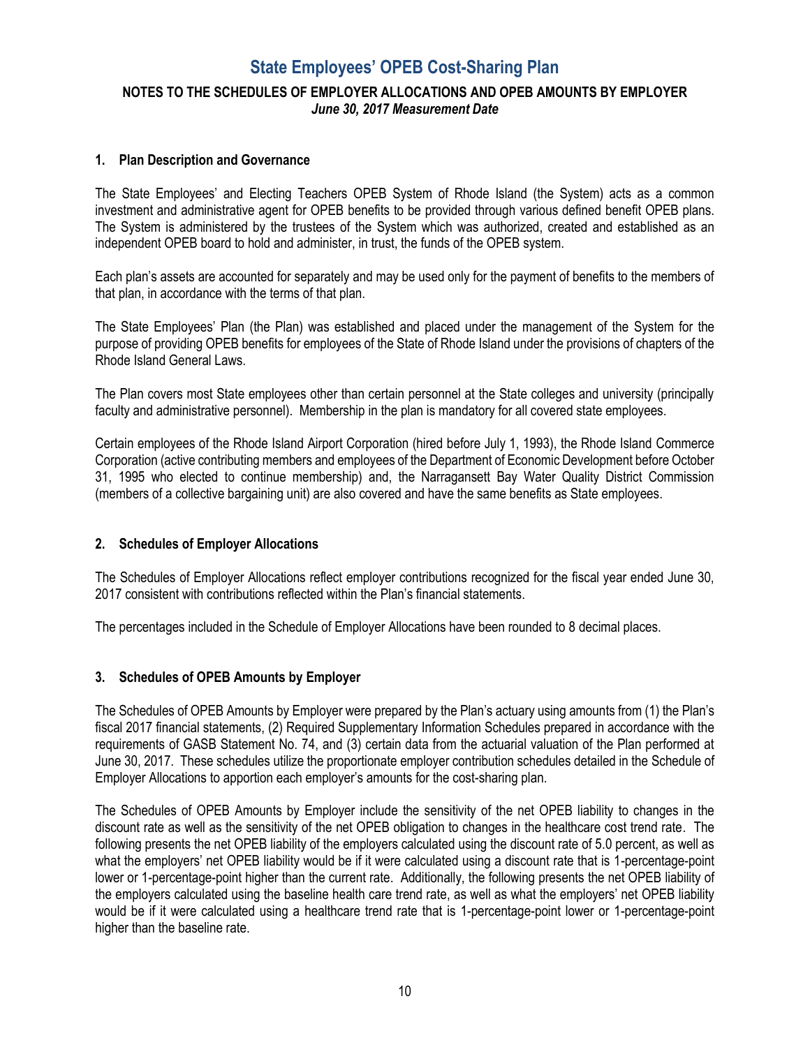# State Employees' OPEB Cost-Sharing Plan

## NOTES TO THE SCHEDULES OF EMPLOYER ALLOCATIONS AND OPEB AMOUNTS BY EMPLOYER

***June 30, 2017 Measurement Date***

### 1. Plan Description and Governance

The State Employees' and Electing Teachers OPEB System of Rhode Island (the System) acts as a common investment and administrative agent for OPEB benefits to be provided through various defined benefit OPEB plans. The System is administered by the trustees of the System which was authorized, created and established as an independent OPEB board to hold and administer, in trust, the funds of the OPEB system.

Each plan's assets are accounted for separately and may be used only for the payment of benefits to the members of that plan, in accordance with the terms of that plan.

The State Employees' Plan (the Plan) was established and placed under the management of the System for the purpose of providing OPEB benefits for employees of the State of Rhode Island under the provisions of chapters of the Rhode Island General Laws.

The Plan covers most State employees other than certain personnel at the State colleges and university (principally faculty and administrative personnel). Membership in the plan is mandatory for all covered state employees.

Certain employees of the Rhode Island Airport Corporation (hired before July 1, 1993), the Rhode Island Commerce Corporation (active contributing members and employees of the Department of Economic Development before October 31, 1995 who elected to continue membership) and, the Narragansett Bay Water Quality District Commission (members of a collective bargaining unit) are also covered and have the same benefits as State employees.

### 2. Schedules of Employer Allocations

The Schedules of Employer Allocations reflect employer contributions recognized for the fiscal year ended June 30, 2017 consistent with contributions reflected within the Plan's financial statements.

The percentages included in the Schedule of Employer Allocations have been rounded to 8 decimal places.

### 3. Schedules of OPEB Amounts by Employer

The Schedules of OPEB Amounts by Employer were prepared by the Plan's actuary using amounts from (1) the Plan's fiscal 2017 financial statements, (2) Required Supplementary Information Schedules prepared in accordance with the requirements of GASB Statement No. 74, and (3) certain data from the actuarial valuation of the Plan performed at June 30, 2017. These schedules utilize the proportionate employer contribution schedules detailed in the Schedule of Employer Allocations to apportion each employer's amounts for the cost-sharing plan.

The Schedules of OPEB Amounts by Employer include the sensitivity of the net OPEB liability to changes in the discount rate as well as the sensitivity of the net OPEB obligation to changes in the healthcare cost trend rate. The following presents the net OPEB liability of the employers calculated using the discount rate of 5.0 percent, as well as what the employers' net OPEB liability would be if it were calculated using a discount rate that is 1-percentage-point lower or 1-percentage-point higher than the current rate. Additionally, the following presents the net OPEB liability of the employers calculated using the baseline health care trend rate, as well as what the employers' net OPEB liability would be if it were calculated using a healthcare trend rate that is 1-percentage-point lower or 1-percentage-point higher than the baseline rate.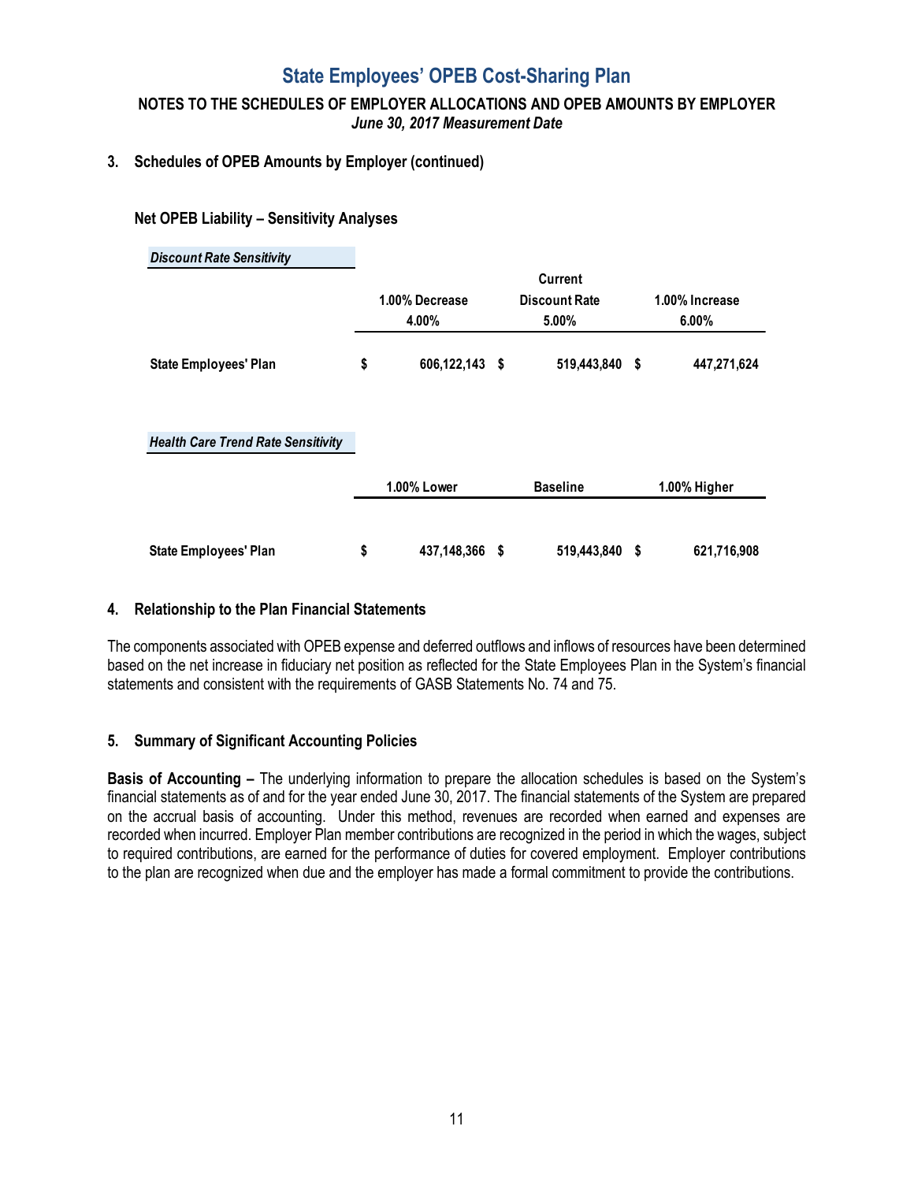# State Employees' OPEB Cost-Sharing Plan

**NOTES TO THE SCHEDULES OF EMPLOYER ALLOCATIONS AND OPEB AMOUNTS BY EMPLOYER**
***June 30, 2017 Measurement Date***

### 3. Schedules of OPEB Amounts by Employer (continued)

#### Net OPEB Liability – Sensitivity Analyses

***Discount Rate Sensitivity***

| | 1.00% Decrease 4.00% | Current Discount Rate 5.00% | 1.00% Increase 6.00% |
|---|---|---|---|
| **State Employees' Plan** | $ 606,122,143 | $ 519,443,840 | $ 447,271,624 |

***Health Care Trend Rate Sensitivity***

| | 1.00% Lower | Baseline | 1.00% Higher |
|---|---|---|---|
| **State Employees' Plan** | $ 437,148,366 | $ 519,443,840 | $ 621,716,908 |

### 4. Relationship to the Plan Financial Statements

The components associated with OPEB expense and deferred outflows and inflows of resources have been determined based on the net increase in fiduciary net position as reflected for the State Employees Plan in the System's financial statements and consistent with the requirements of GASB Statements No. 74 and 75.

### 5. Summary of Significant Accounting Policies

**Basis of Accounting –** The underlying information to prepare the allocation schedules is based on the System's financial statements as of and for the year ended June 30, 2017. The financial statements of the System are prepared on the accrual basis of accounting. Under this method, revenues are recorded when earned and expenses are recorded when incurred. Employer Plan member contributions are recognized in the period in which the wages, subject to required contributions, are earned for the performance of duties for covered employment. Employer contributions to the plan are recognized when due and the employer has made a formal commitment to provide the contributions.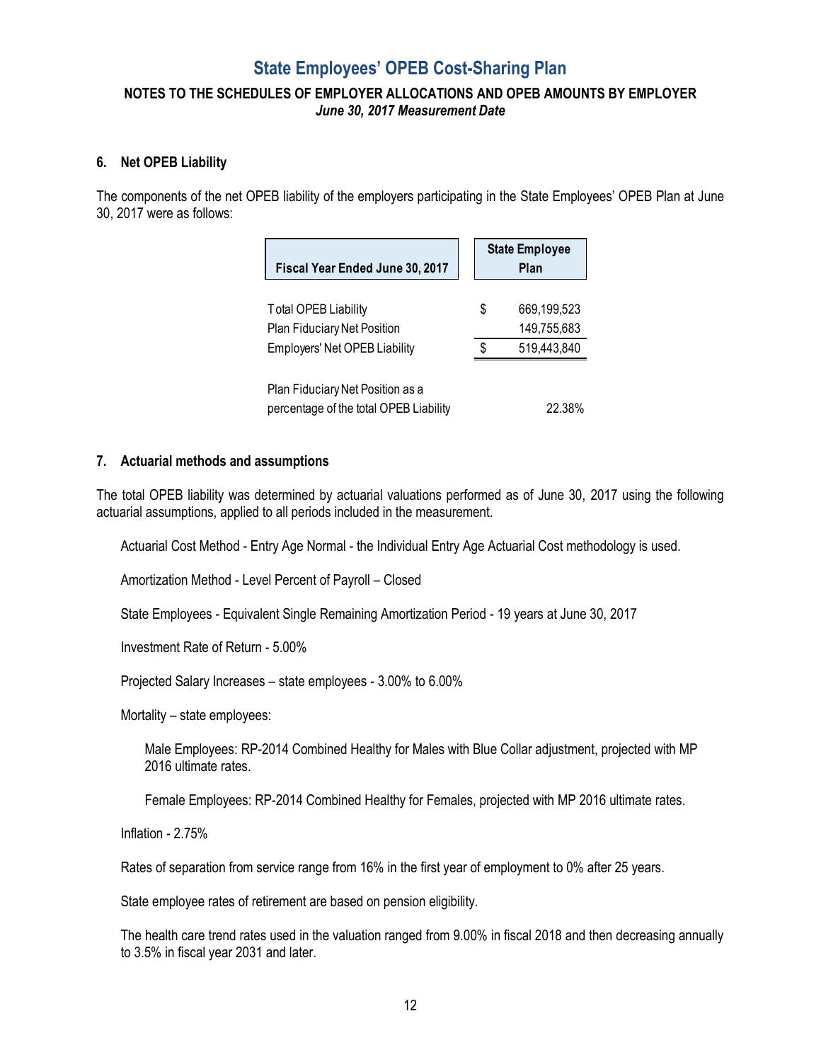# State Employees' OPEB Cost-Sharing Plan

**NOTES TO THE SCHEDULES OF EMPLOYER ALLOCATIONS AND OPEB AMOUNTS BY EMPLOYER**
***June 30, 2017 Measurement Date***

## 6. Net OPEB Liability

The components of the net OPEB liability of the employers participating in the State Employees' OPEB Plan at June 30, 2017 were as follows:

| Fiscal Year Ended June 30, 2017 | State Employee Plan |
|---|---|
| Total OPEB Liability | $ 669,199,523 |
| Plan Fiduciary Net Position | 149,755,683 |
| Employers' Net OPEB Liability | $ 519,443,840 |
| Plan Fiduciary Net Position as a percentage of the total OPEB Liability | 22.38% |

## 7. Actuarial methods and assumptions

The total OPEB liability was determined by actuarial valuations performed as of June 30, 2017 using the following actuarial assumptions, applied to all periods included in the measurement.

Actuarial Cost Method - Entry Age Normal - the Individual Entry Age Actuarial Cost methodology is used.

Amortization Method - Level Percent of Payroll – Closed

State Employees - Equivalent Single Remaining Amortization Period - 19 years at June 30, 2017

Investment Rate of Return - 5.00%

Projected Salary Increases – state employees - 3.00% to 6.00%

Mortality – state employees:

Male Employees: RP-2014 Combined Healthy for Males with Blue Collar adjustment, projected with MP 2016 ultimate rates.

Female Employees: RP-2014 Combined Healthy for Females, projected with MP 2016 ultimate rates.

Inflation - 2.75%

Rates of separation from service range from 16% in the first year of employment to 0% after 25 years.

State employee rates of retirement are based on pension eligibility.

The health care trend rates used in the valuation ranged from 9.00% in fiscal 2018 and then decreasing annually to 3.5% in fiscal year 2031 and later.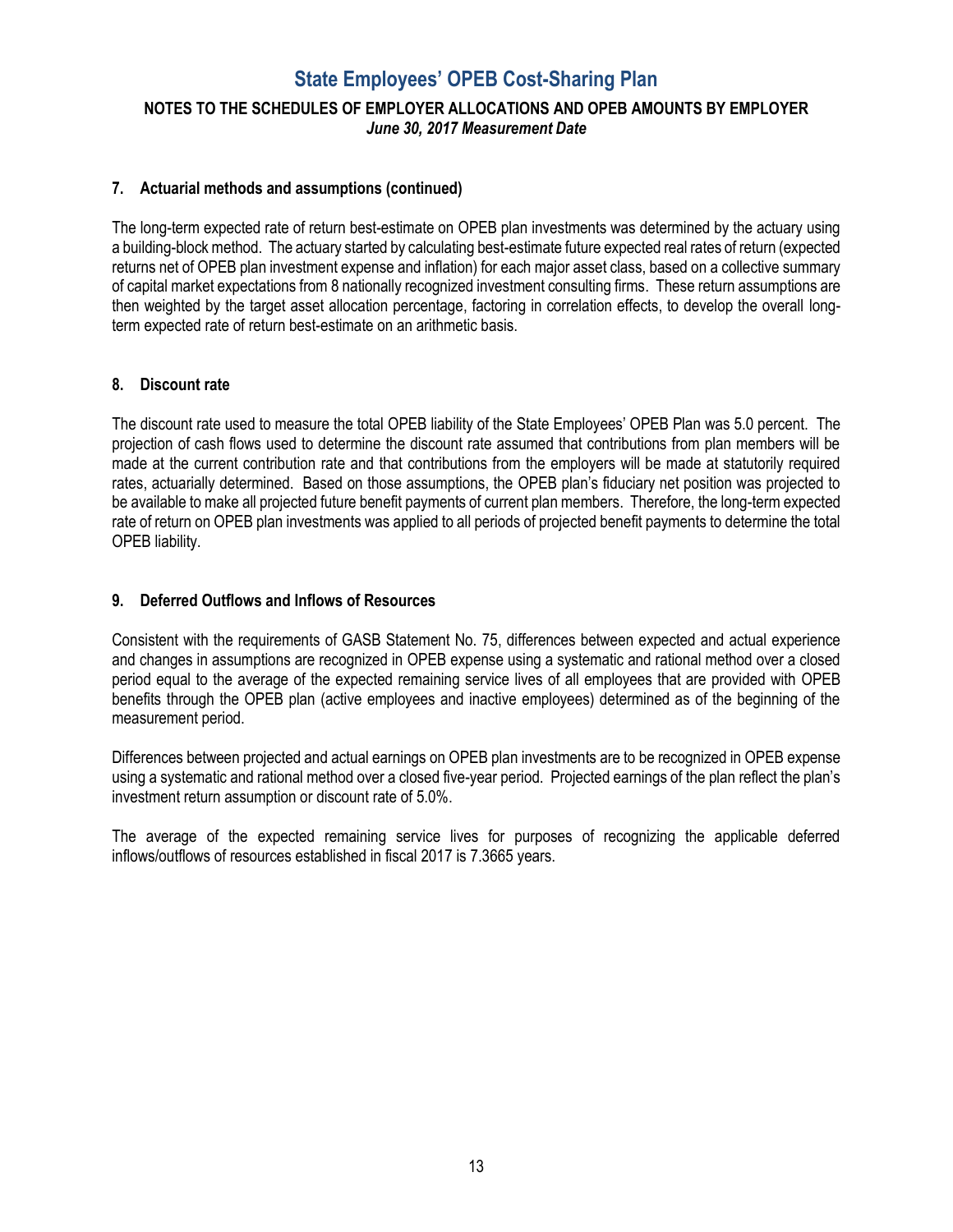# State Employees' OPEB Cost-Sharing Plan

## NOTES TO THE SCHEDULES OF EMPLOYER ALLOCATIONS AND OPEB AMOUNTS BY EMPLOYER

***June 30, 2017 Measurement Date***

### 7. Actuarial methods and assumptions (continued)

The long-term expected rate of return best-estimate on OPEB plan investments was determined by the actuary using a building-block method. The actuary started by calculating best-estimate future expected real rates of return (expected returns net of OPEB plan investment expense and inflation) for each major asset class, based on a collective summary of capital market expectations from 8 nationally recognized investment consulting firms. These return assumptions are then weighted by the target asset allocation percentage, factoring in correlation effects, to develop the overall long-term expected rate of return best-estimate on an arithmetic basis.

### 8. Discount rate

The discount rate used to measure the total OPEB liability of the State Employees' OPEB Plan was 5.0 percent. The projection of cash flows used to determine the discount rate assumed that contributions from plan members will be made at the current contribution rate and that contributions from the employers will be made at statutorily required rates, actuarially determined. Based on those assumptions, the OPEB plan's fiduciary net position was projected to be available to make all projected future benefit payments of current plan members. Therefore, the long-term expected rate of return on OPEB plan investments was applied to all periods of projected benefit payments to determine the total OPEB liability.

### 9. Deferred Outflows and Inflows of Resources

Consistent with the requirements of GASB Statement No. 75, differences between expected and actual experience and changes in assumptions are recognized in OPEB expense using a systematic and rational method over a closed period equal to the average of the expected remaining service lives of all employees that are provided with OPEB benefits through the OPEB plan (active employees and inactive employees) determined as of the beginning of the measurement period.

Differences between projected and actual earnings on OPEB plan investments are to be recognized in OPEB expense using a systematic and rational method over a closed five-year period. Projected earnings of the plan reflect the plan's investment return assumption or discount rate of 5.0%.

The average of the expected remaining service lives for purposes of recognizing the applicable deferred inflows/outflows of resources established in fiscal 2017 is 7.3665 years.